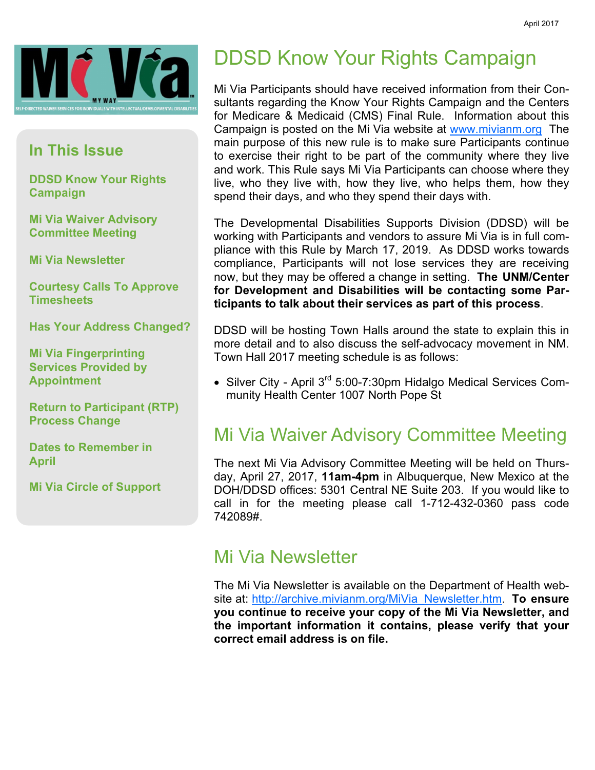April 2017

## In This Issue

- DDSD Know Your Rights Campaign
- Mi Via Waiver Advisory Committee Meeting
- Mi Via Newsletter
- Courtesy Calls To Approve Timesheets
- Has Your Address Changed?
- Mi Via Fingerprinting Services Provided by Appointment
- Return to Participant (RTP) Process Change
- Dates to Remember in April
- Mi Via Circle of Support

# DDSD Know Your Rights Campaign

Mi Via Participants should have received information from their Consultants regarding the Know Your Rights Campaign and the Centers for Medicare & Medicaid (CMS) Final Rule. Information about this Campaign is posted on the Mi Via website at www.mivianm.org The main purpose of this new rule is to make sure Participants continue to exercise their right to be part of the community where they live and work. This Rule says Mi Via Participants can choose where they live, who they live with, how they live, who helps them, how they spend their days, and who they spend their days with.

The Developmental Disabilities Supports Division (DDSD) will be working with Participants and vendors to assure Mi Via is in full compliance with this Rule by March 17, 2019. As DDSD works towards compliance, Participants will not lose services they are receiving now, but they may be offered a change in setting. **The UNM/Center for Development and Disabilities will be contacting some Participants to talk about their services as part of this process**.

DDSD will be hosting Town Halls around the state to explain this in more detail and to also discuss the self-advocacy movement in NM. Town Hall 2017 meeting schedule is as follows:

- Silver City - April 3rd 5:00-7:30pm Hidalgo Medical Services Community Health Center 1007 North Pope St

# Mi Via Waiver Advisory Committee Meeting

The next Mi Via Advisory Committee Meeting will be held on Thursday, April 27, 2017, **11am-4pm** in Albuquerque, New Mexico at the DOH/DDSD offices: 5301 Central NE Suite 203. If you would like to call in for the meeting please call 1-712-432-0360 pass code 742089#.

# Mi Via Newsletter

The Mi Via Newsletter is available on the Department of Health website at: http://archive.mivianm.org/MiVia_Newsletter.htm. **To ensure you continue to receive your copy of the Mi Via Newsletter, and the important information it contains, please verify that your correct email address is on file.**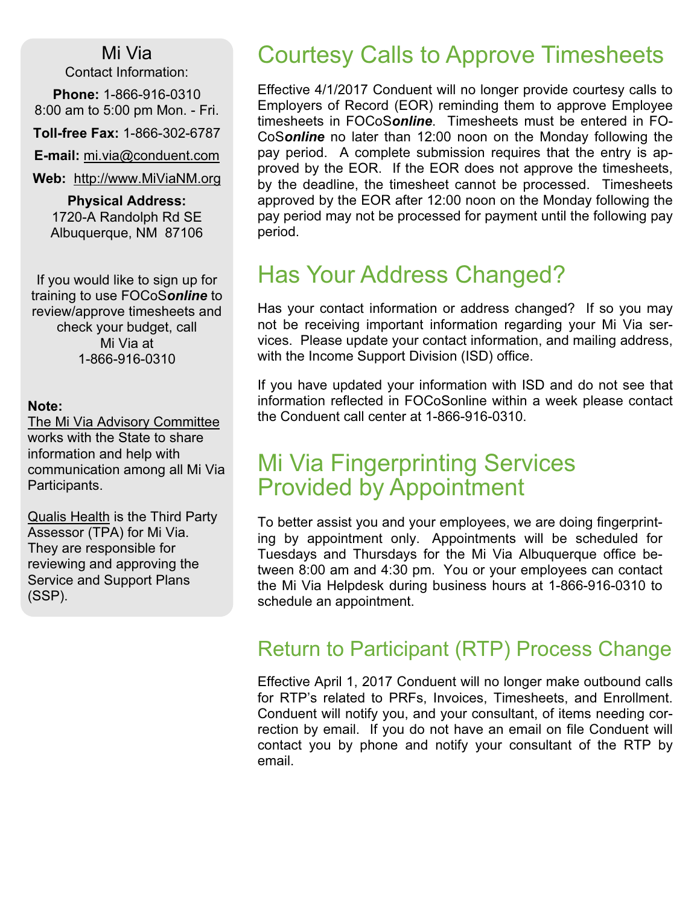## Mi Via

Contact Information:

**Phone:** 1-866-916-0310
8:00 am to 5:00 pm Mon. - Fri.

**Toll-free Fax:** 1-866-302-6787

**E-mail:** mi.via@conduent.com

**Web:** http://www.MiViaNM.org

**Physical Address:**
1720-A Randolph Rd SE
Albuquerque, NM 87106

If you would like to sign up for training to use FOCoS***online*** to review/approve timesheets and check your budget, call Mi Via at 1-866-916-0310

**Note:**
The Mi Via Advisory Committee works with the State to share information and help with communication among all Mi Via Participants.

Qualis Health is the Third Party Assessor (TPA) for Mi Via. They are responsible for reviewing and approving the Service and Support Plans (SSP).

# Courtesy Calls to Approve Timesheets

Effective 4/1/2017 Conduent will no longer provide courtesy calls to Employers of Record (EOR) reminding them to approve Employee timesheets in FOCoS***online***. Timesheets must be entered in FOCoS***online*** no later than 12:00 noon on the Monday following the pay period. A complete submission requires that the entry is approved by the EOR. If the EOR does not approve the timesheets, by the deadline, the timesheet cannot be processed. Timesheets approved by the EOR after 12:00 noon on the Monday following the pay period may not be processed for payment until the following pay period.

# Has Your Address Changed?

Has your contact information or address changed? If so you may not be receiving important information regarding your Mi Via services. Please update your contact information, and mailing address, with the Income Support Division (ISD) office.

If you have updated your information with ISD and do not see that information reflected in FOCoSonline within a week please contact the Conduent call center at 1-866-916-0310.

# Mi Via Fingerprinting Services Provided by Appointment

To better assist you and your employees, we are doing fingerprinting by appointment only. Appointments will be scheduled for Tuesdays and Thursdays for the Mi Via Albuquerque office between 8:00 am and 4:30 pm. You or your employees can contact the Mi Via Helpdesk during business hours at 1-866-916-0310 to schedule an appointment.

## Return to Participant (RTP) Process Change

Effective April 1, 2017 Conduent will no longer make outbound calls for RTP's related to PRFs, Invoices, Timesheets, and Enrollment. Conduent will notify you, and your consultant, of items needing correction by email. If you do not have an email on file Conduent will contact you by phone and notify your consultant of the RTP by email.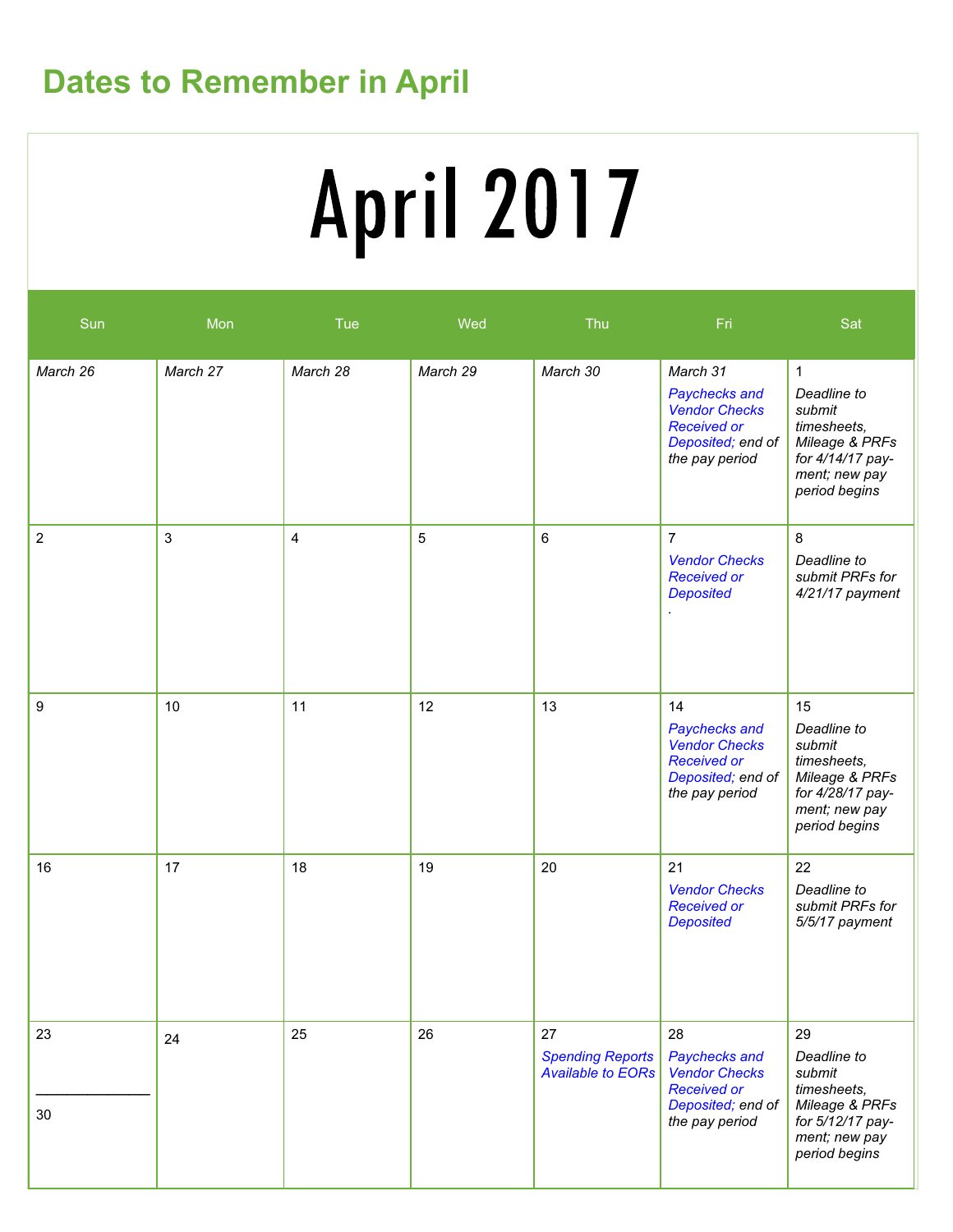## Dates to Remember in April

# April 2017

| Sun | Mon | Tue | Wed | Thu | Fri | Sat |
|---|---|---|---|---|---|---|
| *March 26* | *March 27* | *March 28* | *March 29* | *March 30* | *March 31* *Paychecks and Vendor Checks Received or Deposited; end of the pay period* | 1 *Deadline to submit timesheets, Mileage & PRFs for 4/14/17 payment; new pay period begins* |
| 2 | 3 | 4 | 5 | 6 | 7 *Vendor Checks Received or Deposited* . | 8 *Deadline to submit PRFs for 4/21/17 payment* |
| 9 | 10 | 11 | 12 | 13 | 14 *Paychecks and Vendor Checks Received or Deposited; end of the pay period* | 15 *Deadline to submit timesheets, Mileage & PRFs for 4/28/17 payment; new pay period begins* |
| 16 | 17 | 18 | 19 | 20 | 21 *Vendor Checks Received or Deposited* | 22 *Deadline to submit PRFs for 5/5/17 payment* |
| 23 / 30 | 24 | 25 | 26 | 27 *Spending Reports Available to EORs* | 28 *Paychecks and Vendor Checks Received or Deposited; end of the pay period* | 29 *Deadline to submit timesheets, Mileage & PRFs for 5/12/17 payment; new pay period begins* |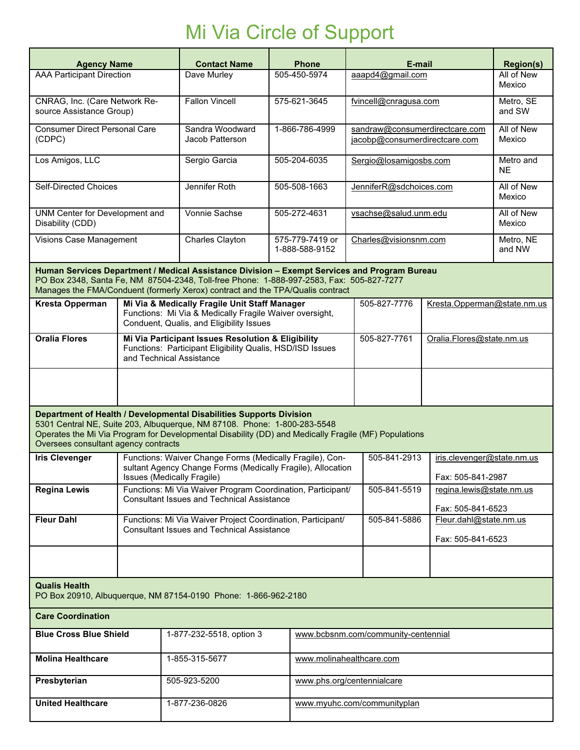# Mi Via Circle of Support

| Agency Name | Contact Name | Phone | E-mail | Region(s) |
|---|---|---|---|---|
| AAA Participant Direction | Dave Murley | 505-450-5974 | aaapd4@gmail.com | All of New Mexico |
| CNRAG, Inc. (Care Network Resource Assistance Group) | Fallon Vincell | 575-621-3645 | fvincell@cnragusa.com | Metro, SE and SW |
| Consumer Direct Personal Care (CDPC) | Sandra Woodward<br>Jacob Patterson | 1-866-786-4999 | sandraw@consumerdirectcare.com<br>jacobp@consumerdirectcare.com | All of New Mexico |
| Los Amigos, LLC | Sergio Garcia | 505-204-6035 | Sergio@losamigosbs.com | Metro and NE |
| Self-Directed Choices | Jennifer Roth | 505-508-1663 | JenniferR@sdchoices.com | All of New Mexico |
| UNM Center for Development and Disability (CDD) | Vonnie Sachse | 505-272-4631 | vsachse@salud.unm.edu | All of New Mexico |
| Visions Case Management | Charles Clayton | 575-779-7419 or 1-888-588-9152 | Charles@visionsnm.com | Metro, NE and NW |

**Human Services Department / Medical Assistance Division – Exempt Services and Program Bureau**
PO Box 2348, Santa Fe, NM 87504-2348, Toll-free Phone: 1-888-997-2583, Fax: 505-827-7277
Manages the FMA/Conduent (formerly Xerox) contract and the TPA/Qualis contract

| | | | |
|---|---|---|---|
| **Kresta Opperman** | **Mi Via & Medically Fragile Unit Staff Manager**<br>Functions: Mi Via & Medically Fragile Waiver oversight, Conduent, Qualis, and Eligibility Issues | 505-827-7776 | Kresta.Opperman@state.nm.us |
| **Oralia Flores** | **Mi Via Participant Issues Resolution & Eligibility**<br>Functions: Participant Eligibility Qualis, HSD/ISD Issues and Technical Assistance | 505-827-7761 | Oralia.Flores@state.nm.us |
| | | | |

**Department of Health / Developmental Disabilities Supports Division**
5301 Central NE, Suite 203, Albuquerque, NM 87108. Phone: 1-800-283-5548
Operates the Mi Via Program for Developmental Disability (DD) and Medically Fragile (MF) Populations
Oversees consultant agency contracts

| | | | |
|---|---|---|---|
| **Iris Clevenger** | Functions: Waiver Change Forms (Medically Fragile), Consultant Agency Change Forms (Medically Fragile), Allocation Issues (Medically Fragile) | 505-841-2913 | iris.clevenger@state.nm.us<br>Fax: 505-841-2987 |
| **Regina Lewis** | Functions: Mi Via Waiver Program Coordination, Participant/ Consultant Issues and Technical Assistance | 505-841-5519 | regina.lewis@state.nm.us<br>Fax: 505-841-6523 |
| **Fleur Dahl** | Functions: Mi Via Waiver Project Coordination, Participant/ Consultant Issues and Technical Assistance | 505-841-5886 | Fleur.dahl@state.nm.us<br>Fax: 505-841-6523 |
| | | | |

**Qualis Health**
PO Box 20910, Albuquerque, NM 87154-0190 Phone: 1-866-962-2180

**Care Coordination**

| | | |
|---|---|---|
| **Blue Cross Blue Shield** | 1-877-232-5518, option 3 | www.bcbsnm.com/community-centennial |
| **Molina Healthcare** | 1-855-315-5677 | www.molinahealthcare.com |
| **Presbyterian** | 505-923-5200 | www.phs.org/centennialcare |
| **United Healthcare** | 1-877-236-0826 | www.myuhc.com/communityplan |